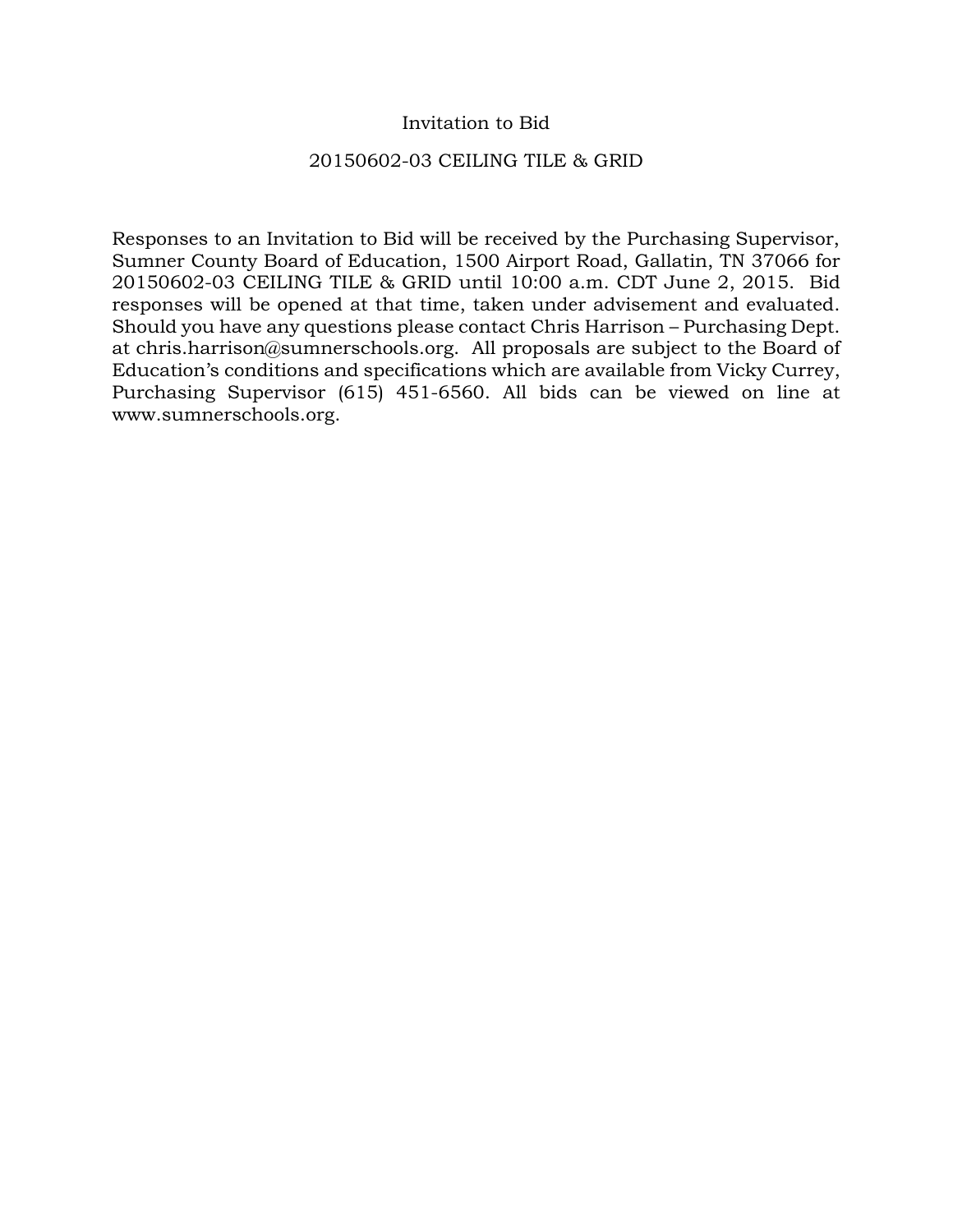# Invitation to Bid

## 20150602-03 CEILING TILE & GRID

Responses to an Invitation to Bid will be received by the Purchasing Supervisor, Sumner County Board of Education, 1500 Airport Road, Gallatin, TN 37066 for 20150602-03 CEILING TILE & GRID until 10:00 a.m. CDT June 2, 2015. Bid responses will be opened at that time, taken under advisement and evaluated. Should you have any questions please contact Chris Harrison – Purchasing Dept. at chris.harrison@sumnerschools.org. All proposals are subject to the Board of Education's conditions and specifications which are available from Vicky Currey, Purchasing Supervisor (615) 451-6560. All bids can be viewed on line at www.sumnerschools.org.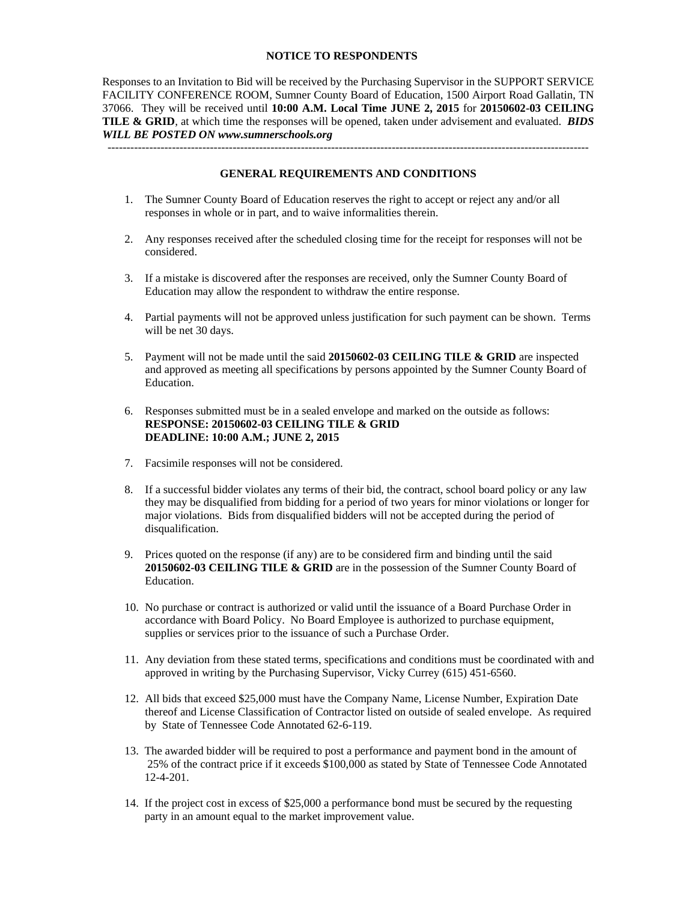## NOTICE TO RESPONDENTS

Responses to an Invitation to Bid will be received by the Purchasing Supervisor in the SUPPORT SERVICE FACILITY CONFERENCE ROOM, Sumner County Board of Education, 1500 Airport Road Gallatin, TN 37066. They will be received until **10:00 A.M. Local Time JUNE 2, 2015** for **20150602-03 CEILING TILE & GRID**, at which time the responses will be opened, taken under advisement and evaluated. ***BIDS WILL BE POSTED ON www.sumnerschools.org***

---

## GENERAL REQUIREMENTS AND CONDITIONS

1. The Sumner County Board of Education reserves the right to accept or reject any and/or all responses in whole or in part, and to waive informalities therein.

2. Any responses received after the scheduled closing time for the receipt for responses will not be considered.

3. If a mistake is discovered after the responses are received, only the Sumner County Board of Education may allow the respondent to withdraw the entire response.

4. Partial payments will not be approved unless justification for such payment can be shown. Terms will be net 30 days.

5. Payment will not be made until the said **20150602-03 CEILING TILE & GRID** are inspected and approved as meeting all specifications by persons appointed by the Sumner County Board of Education.

6. Responses submitted must be in a sealed envelope and marked on the outside as follows:
   **RESPONSE: 20150602-03 CEILING TILE & GRID**
   **DEADLINE: 10:00 A.M.; JUNE 2, 2015**

7. Facsimile responses will not be considered.

8. If a successful bidder violates any terms of their bid, the contract, school board policy or any law they may be disqualified from bidding for a period of two years for minor violations or longer for major violations. Bids from disqualified bidders will not be accepted during the period of disqualification.

9. Prices quoted on the response (if any) are to be considered firm and binding until the said **20150602-03 CEILING TILE & GRID** are in the possession of the Sumner County Board of Education.

10. No purchase or contract is authorized or valid until the issuance of a Board Purchase Order in accordance with Board Policy. No Board Employee is authorized to purchase equipment, supplies or services prior to the issuance of such a Purchase Order.

11. Any deviation from these stated terms, specifications and conditions must be coordinated with and approved in writing by the Purchasing Supervisor, Vicky Currey (615) 451-6560.

12. All bids that exceed $25,000 must have the Company Name, License Number, Expiration Date thereof and License Classification of Contractor listed on outside of sealed envelope. As required by State of Tennessee Code Annotated 62-6-119.

13. The awarded bidder will be required to post a performance and payment bond in the amount of 25% of the contract price if it exceeds $100,000 as stated by State of Tennessee Code Annotated 12-4-201.

14. If the project cost in excess of $25,000 a performance bond must be secured by the requesting party in an amount equal to the market improvement value.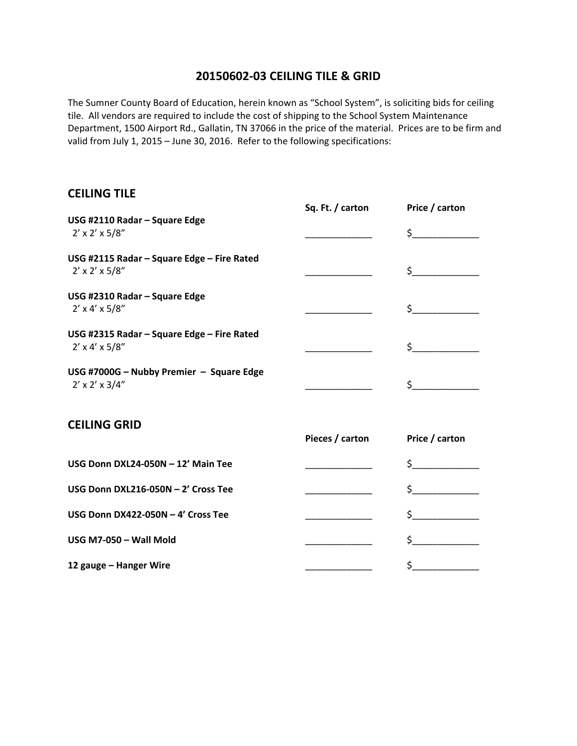# 20150602-03 CEILING TILE & GRID

The Sumner County Board of Education, herein known as "School System", is soliciting bids for ceiling tile. All vendors are required to include the cost of shipping to the School System Maintenance Department, 1500 Airport Rd., Gallatin, TN 37066 in the price of the material. Prices are to be firm and valid from July 1, 2015 – June 30, 2016. Refer to the following specifications:

## CEILING TILE

| | Sq. Ft. / carton | Price / carton |
|---|---|---|
| **USG #2110 Radar – Square Edge**<br>2' x 2' x 5/8" | _____________ | $_____________ |
| **USG #2115 Radar – Square Edge – Fire Rated**<br>2' x 2' x 5/8" | _____________ | $_____________ |
| **USG #2310 Radar – Square Edge**<br>2' x 4' x 5/8" | _____________ | $_____________ |
| **USG #2315 Radar – Square Edge – Fire Rated**<br>2' x 4' x 5/8" | _____________ | $_____________ |
| **USG #7000G – Nubby Premier – Square Edge**<br>2' x 2' x 3/4" | _____________ | $_____________ |

## CEILING GRID

| | Pieces / carton | Price / carton |
|---|---|---|
| **USG Donn DXL24-050N – 12' Main Tee** | _____________ | $_____________ |
| **USG Donn DXL216-050N – 2' Cross Tee** | _____________ | $_____________ |
| **USG Donn DX422-050N – 4' Cross Tee** | _____________ | $_____________ |
| **USG M7-050 – Wall Mold** | _____________ | $_____________ |
| **12 gauge – Hanger Wire** | _____________ | $_____________ |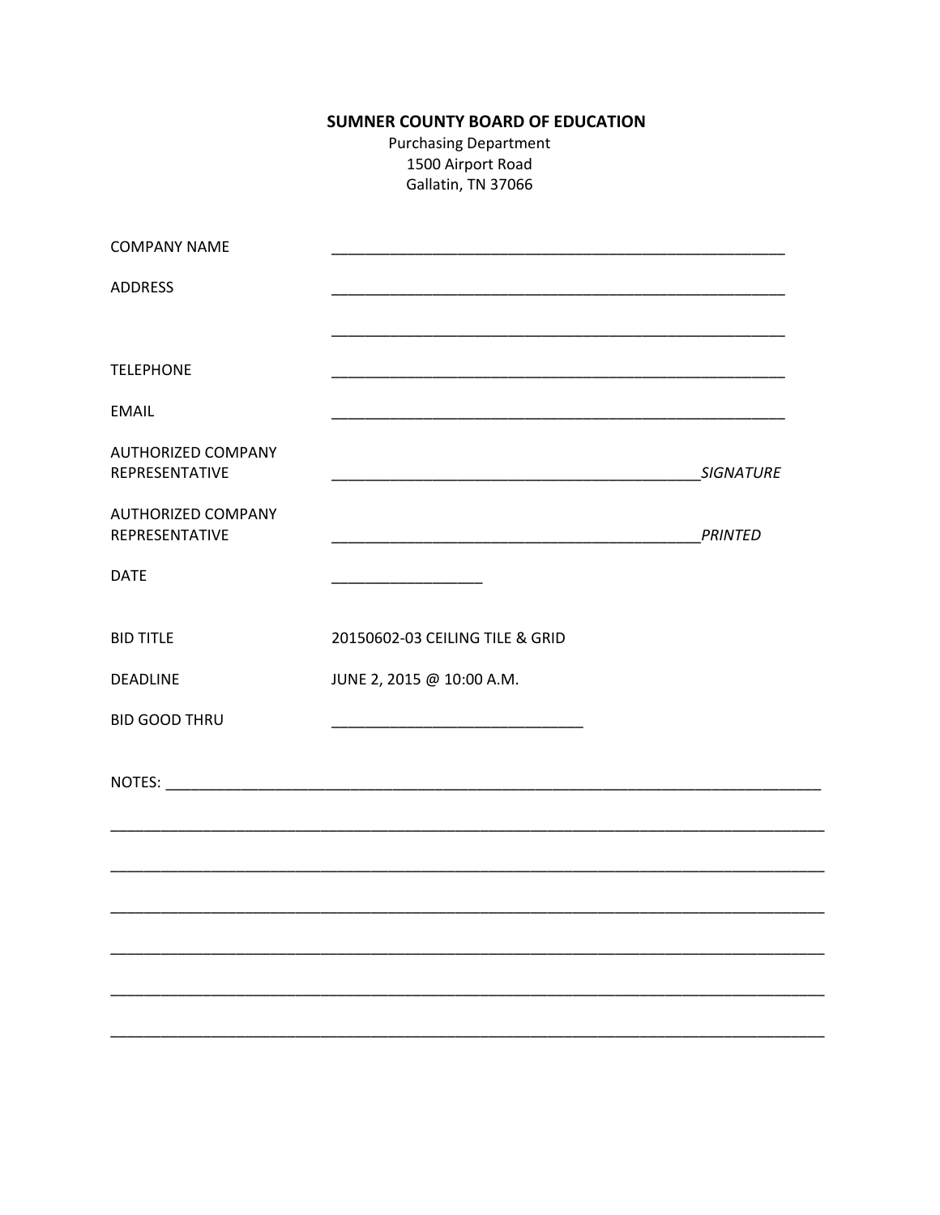**SUMNER COUNTY BOARD OF EDUCATION**

Purchasing Department
1500 Airport Road
Gallatin, TN 37066

COMPANY NAME _______________________________________________________

ADDRESS _______________________________________________________

_______________________________________________________

TELEPHONE _______________________________________________________

EMAIL _______________________________________________________

AUTHORIZED COMPANY REPRESENTATIVE _____________________________________________ *SIGNATURE*

AUTHORIZED COMPANY REPRESENTATIVE _____________________________________________ *PRINTED*

DATE __________________

BID TITLE 20150602-03 CEILING TILE & GRID

DEADLINE JUNE 2, 2015 @ 10:00 A.M.

BID GOOD THRU ______________________________

NOTES: _______________________________________________________________________________

_____________________________________________________________________________________

_____________________________________________________________________________________

_____________________________________________________________________________________

_____________________________________________________________________________________

_____________________________________________________________________________________

_____________________________________________________________________________________